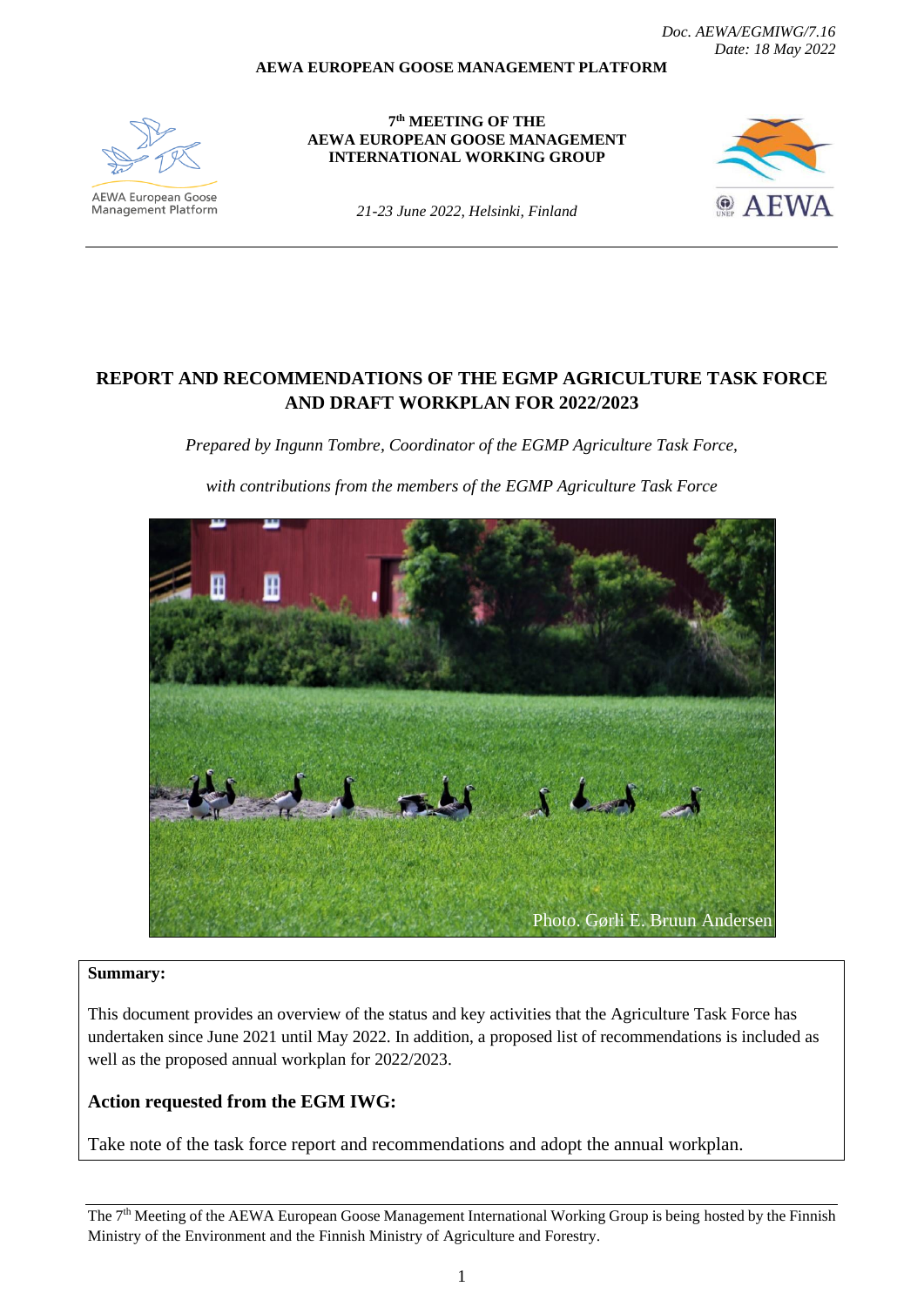*Doc. AEWA/EGMIWG/7.16*
*Date: 18 May 2022*

**AEWA EUROPEAN GOOSE MANAGEMENT PLATFORM**

**7th MEETING OF THE AEWA EUROPEAN GOOSE MANAGEMENT INTERNATIONAL WORKING GROUP**

*21-23 June 2022, Helsinki, Finland*

# REPORT AND RECOMMENDATIONS OF THE EGMP AGRICULTURE TASK FORCE AND DRAFT WORKPLAN FOR 2022/2023

*Prepared by Ingunn Tombre, Coordinator of the EGMP Agriculture Task Force,*

*with contributions from the members of the EGMP Agriculture Task Force*

Photo. Gørli E. Bruun Andersen

**Summary:**

This document provides an overview of the status and key activities that the Agriculture Task Force has undertaken since June 2021 until May 2022. In addition, a proposed list of recommendations is included as well as the proposed annual workplan for 2022/2023.

**Action requested from the EGM IWG:**

Take note of the task force report and recommendations and adopt the annual workplan.

---

The 7th Meeting of the AEWA European Goose Management International Working Group is being hosted by the Finnish Ministry of the Environment and the Finnish Ministry of Agriculture and Forestry.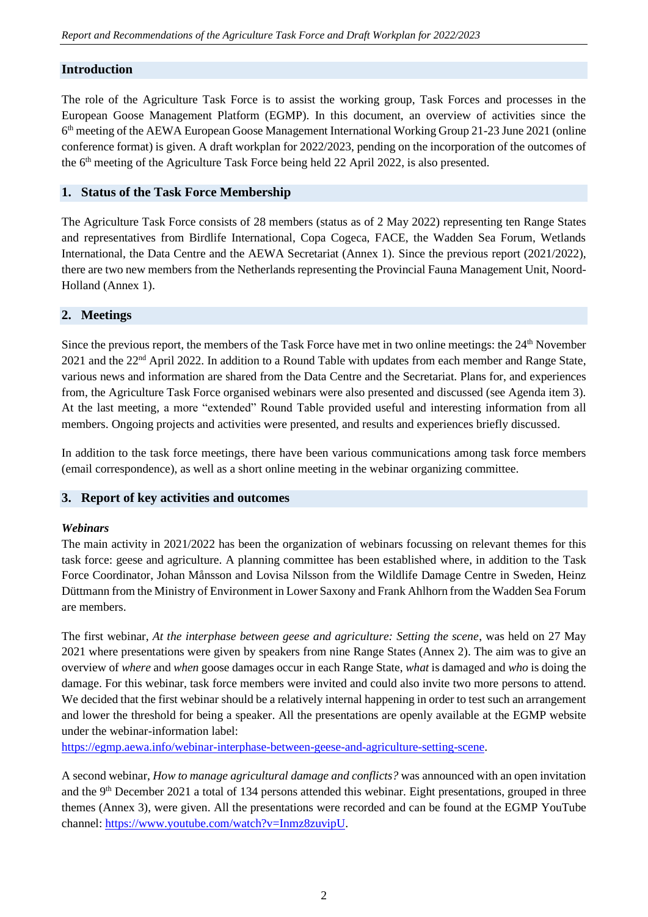## Introduction

The role of the Agriculture Task Force is to assist the working group, Task Forces and processes in the European Goose Management Platform (EGMP). In this document, an overview of activities since the 6th meeting of the AEWA European Goose Management International Working Group 21-23 June 2021 (online conference format) is given. A draft workplan for 2022/2023, pending on the incorporation of the outcomes of the 6th meeting of the Agriculture Task Force being held 22 April 2022, is also presented.

## 1. Status of the Task Force Membership

The Agriculture Task Force consists of 28 members (status as of 2 May 2022) representing ten Range States and representatives from Birdlife International, Copa Cogeca, FACE, the Wadden Sea Forum, Wetlands International, the Data Centre and the AEWA Secretariat (Annex 1). Since the previous report (2021/2022), there are two new members from the Netherlands representing the Provincial Fauna Management Unit, Noord-Holland (Annex 1).

## 2. Meetings

Since the previous report, the members of the Task Force have met in two online meetings: the 24th November 2021 and the 22nd April 2022. In addition to a Round Table with updates from each member and Range State, various news and information are shared from the Data Centre and the Secretariat. Plans for, and experiences from, the Agriculture Task Force organised webinars were also presented and discussed (see Agenda item 3). At the last meeting, a more "extended" Round Table provided useful and interesting information from all members. Ongoing projects and activities were presented, and results and experiences briefly discussed.

In addition to the task force meetings, there have been various communications among task force members (email correspondence), as well as a short online meeting in the webinar organizing committee.

## 3. Report of key activities and outcomes

### *Webinars*

The main activity in 2021/2022 has been the organization of webinars focussing on relevant themes for this task force: geese and agriculture. A planning committee has been established where, in addition to the Task Force Coordinator, Johan Månsson and Lovisa Nilsson from the Wildlife Damage Centre in Sweden, Heinz Düttmann from the Ministry of Environment in Lower Saxony and Frank Ahlhorn from the Wadden Sea Forum are members.

The first webinar, *At the interphase between geese and agriculture: Setting the scene*, was held on 27 May 2021 where presentations were given by speakers from nine Range States (Annex 2). The aim was to give an overview of *where* and *when* goose damages occur in each Range State, *what* is damaged and *who* is doing the damage. For this webinar, task force members were invited and could also invite two more persons to attend. We decided that the first webinar should be a relatively internal happening in order to test such an arrangement and lower the threshold for being a speaker. All the presentations are openly available at the EGMP website under the webinar-information label: https://egmp.aewa.info/webinar-interphase-between-geese-and-agriculture-setting-scene.

A second webinar, *How to manage agricultural damage and conflicts?* was announced with an open invitation and the 9th December 2021 a total of 134 persons attended this webinar. Eight presentations, grouped in three themes (Annex 3), were given. All the presentations were recorded and can be found at the EGMP YouTube channel: https://www.youtube.com/watch?v=Inmz8zuvipU.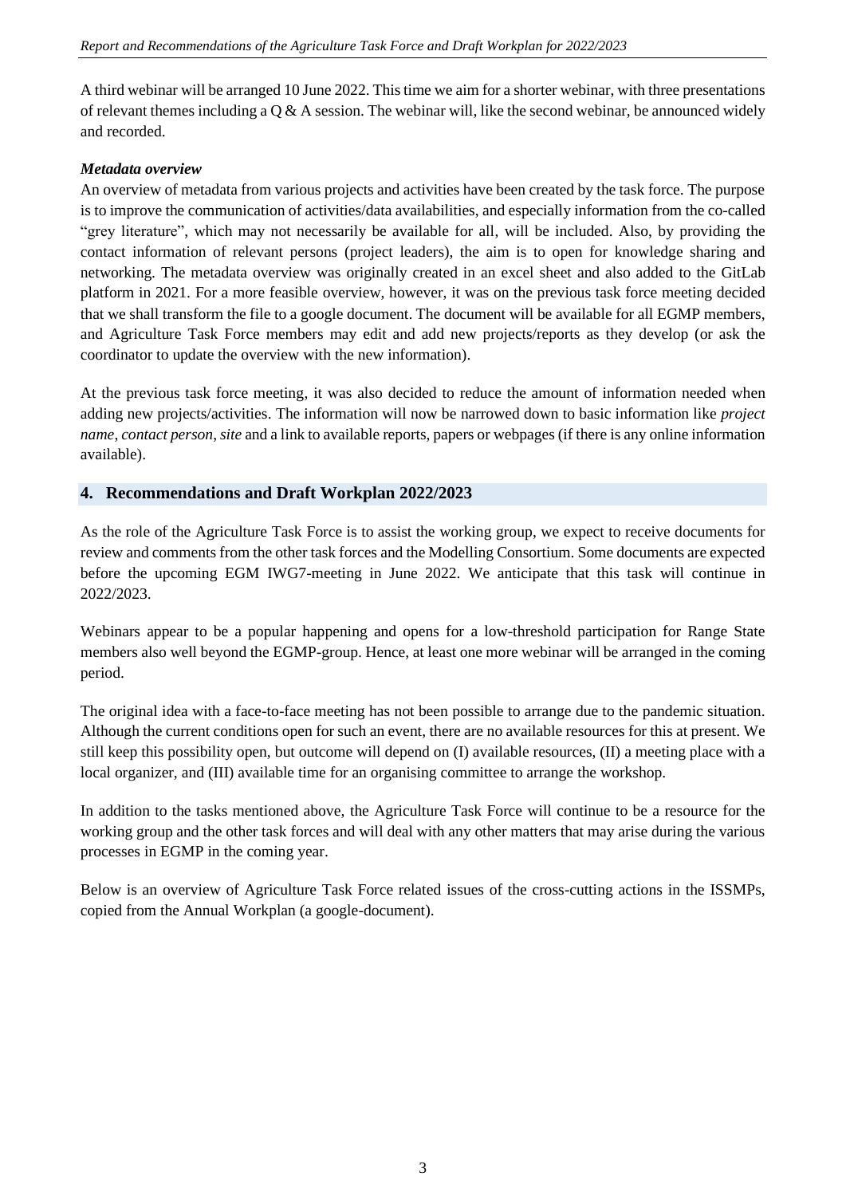A third webinar will be arranged 10 June 2022. This time we aim for a shorter webinar, with three presentations of relevant themes including a Q & A session. The webinar will, like the second webinar, be announced widely and recorded.

***Metadata overview***

An overview of metadata from various projects and activities have been created by the task force. The purpose is to improve the communication of activities/data availabilities, and especially information from the co-called "grey literature", which may not necessarily be available for all, will be included. Also, by providing the contact information of relevant persons (project leaders), the aim is to open for knowledge sharing and networking. The metadata overview was originally created in an excel sheet and also added to the GitLab platform in 2021. For a more feasible overview, however, it was on the previous task force meeting decided that we shall transform the file to a google document. The document will be available for all EGMP members, and Agriculture Task Force members may edit and add new projects/reports as they develop (or ask the coordinator to update the overview with the new information).

At the previous task force meeting, it was also decided to reduce the amount of information needed when adding new projects/activities. The information will now be narrowed down to basic information like *project name*, *contact person*, *site* and a link to available reports, papers or webpages (if there is any online information available).

## 4. Recommendations and Draft Workplan 2022/2023

As the role of the Agriculture Task Force is to assist the working group, we expect to receive documents for review and comments from the other task forces and the Modelling Consortium. Some documents are expected before the upcoming EGM IWG7-meeting in June 2022. We anticipate that this task will continue in 2022/2023.

Webinars appear to be a popular happening and opens for a low-threshold participation for Range State members also well beyond the EGMP-group. Hence, at least one more webinar will be arranged in the coming period.

The original idea with a face-to-face meeting has not been possible to arrange due to the pandemic situation. Although the current conditions open for such an event, there are no available resources for this at present. We still keep this possibility open, but outcome will depend on (I) available resources, (II) a meeting place with a local organizer, and (III) available time for an organising committee to arrange the workshop.

In addition to the tasks mentioned above, the Agriculture Task Force will continue to be a resource for the working group and the other task forces and will deal with any other matters that may arise during the various processes in EGMP in the coming year.

Below is an overview of Agriculture Task Force related issues of the cross-cutting actions in the ISSMPs, copied from the Annual Workplan (a google-document).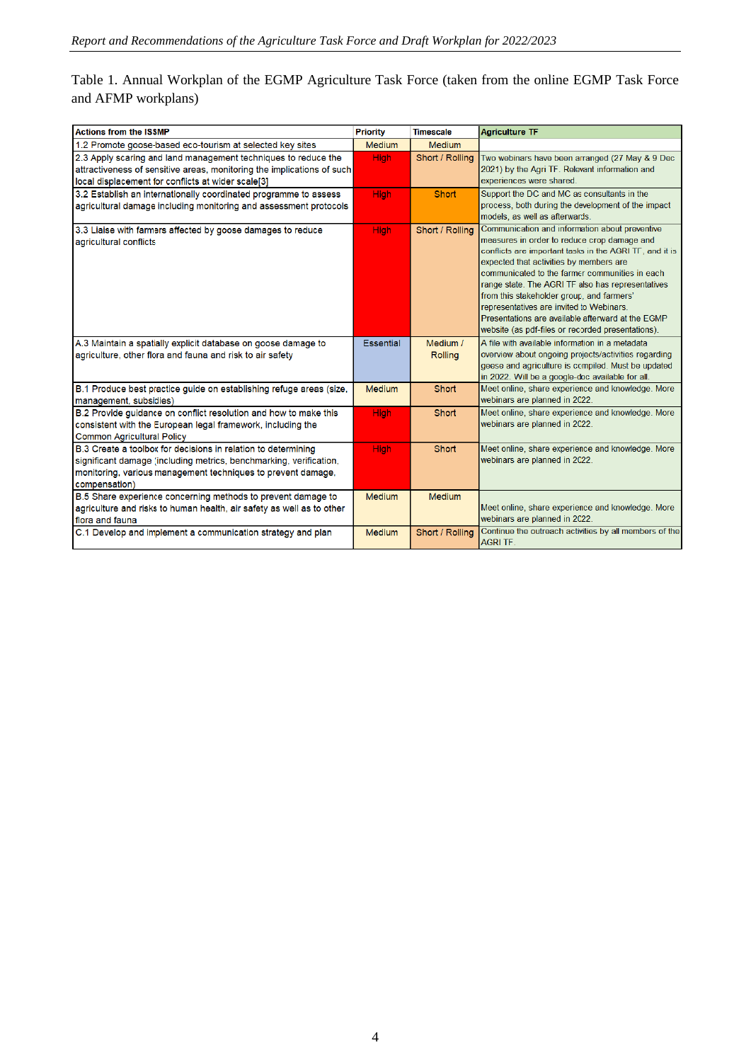Table 1. Annual Workplan of the EGMP Agriculture Task Force (taken from the online EGMP Task Force and AFMP workplans)

| Actions from the ISSMP | Priority | Timescale | Agriculture TF |
|---|---|---|---|
| 1.2 Promote goose-based eco-tourism at selected key sites | Medium | Medium | |
| 2.3 Apply scaring and land management techniques to reduce the attractiveness of sensitive areas, monitoring the implications of such local displacement for conflicts at wider scale[3] | High | Short / Rolling | Two webinars have been arranged (27 May & 9 Dec 2021) by the Agri TF. Relevant information and experiences were shared. |
| 3.2 Establish an internationally coordinated programme to assess agricultural damage including monitoring and assessment protocols | High | Short | Support the DC and MC as consultants in the process, both during the development of the impact models, as well as afterwards. |
| 3.3 Liaise with farmers affected by goose damages to reduce agricultural conflicts | High | Short / Rolling | Communication and information about preventive measures in order to reduce crop damage and conflicts are important tasks in the AGRI TF, and it is expected that activities by members are communicated to the farmer communities in each range state. The AGRI TF also has representatives from this stakeholder group, and farmers' representatives are invited to Webinars. Presentations are available afterward at the EGMP website (as pdf-files or recorded presentations). |
| A.3 Maintain a spatially explicit database on goose damage to agriculture, other flora and fauna and risk to air safety | Essential | Medium / Rolling | A file with available information in a metadata overview about ongoing projects/activities regarding geese and agriculture is compiled. Must be updated in 2022. Will be a google-doc available for all. |
| B.1 Produce best practice guide on establishing refuge areas (size, management, subsidies) | Medium | Short | Meet online, share experience and knowledge. More webinars are planned in 2022. |
| B.2 Provide guidance on conflict resolution and how to make this consistent with the European legal framework, including the Common Agricultural Policy | High | Short | Meet online, share experience and knowledge. More webinars are planned in 2022. |
| B.3 Create a toolbox for decisions in relation to determining significant damage (including metrics, benchmarking, verification, monitoring, various management techniques to prevent damage, compensation) | High | Short | Meet online, share experience and knowledge. More webinars are planned in 2022. |
| B.5 Share experience concerning methods to prevent damage to agriculture and risks to human health, air safety as well as to other flora and fauna | Medium | Medium | Meet online, share experience and knowledge. More webinars are planned in 2022. |
| C.1 Develop and implement a communication strategy and plan | Medium | Short / Rolling | Continue the outreach activities by all members of the AGRI TF. |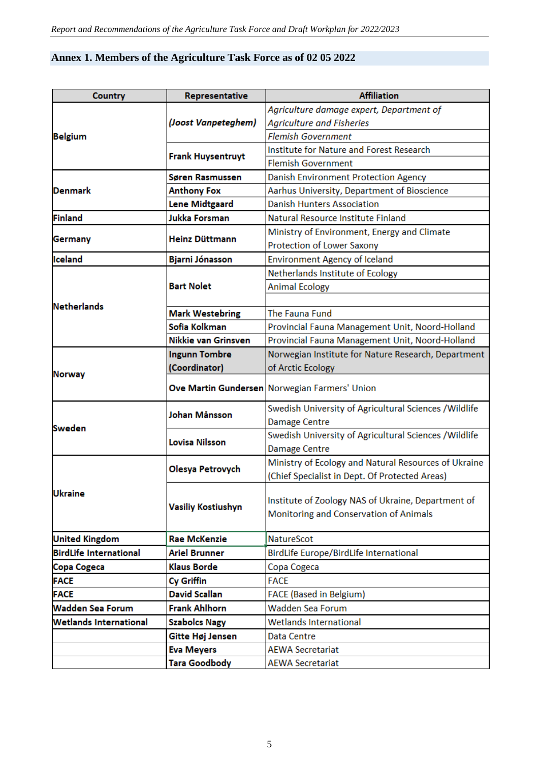## Annex 1. Members of the Agriculture Task Force as of 02 05 2022

| Country | Representative | Affiliation |
|---|---|---|
| Belgium | *(Joost Vanpeteghem)* | *Agriculture damage expert, Department of Agriculture and Fisheries* |
| | | *Flemish Government* |
| | Frank Huysentruyt | Institute for Nature and Forest Research |
| | | Flemish Government |
| Denmark | Søren Rasmussen | Danish Environment Protection Agency |
| | Anthony Fox | Aarhus University, Department of Bioscience |
| | Lene Midtgaard | Danish Hunters Association |
| Finland | Jukka Forsman | Natural Resource Institute Finland |
| Germany | Heinz Düttmann | Ministry of Environment, Energy and Climate Protection of Lower Saxony |
| Iceland | Bjarni Jónasson | Environment Agency of Iceland |
| Netherlands | Bart Nolet | Netherlands Institute of Ecology |
| | | Animal Ecology |
| | | |
| | Mark Westebring | The Fauna Fund |
| | Sofia Kolkman | Provincial Fauna Management Unit, Noord-Holland |
| | Nikkie van Grinsven | Provincial Fauna Management Unit, Noord-Holland |
| Norway | Ingunn Tombre (Coordinator) | Norwegian Institute for Nature Research, Department of Arctic Ecology |
| | Ove Martin Gundersen | Norwegian Farmers' Union |
| Sweden | Johan Månsson | Swedish University of Agricultural Sciences /Wildlife Damage Centre |
| | Lovisa Nilsson | Swedish University of Agricultural Sciences /Wildlife Damage Centre |
| Ukraine | Olesya Petrovych | Ministry of Ecology and Natural Resources of Ukraine (Chief Specialist in Dept. Of Protected Areas) |
| | Vasiliy Kostiushyn | Institute of Zoology NAS of Ukraine, Department of Monitoring and Conservation of Animals |
| United Kingdom | Rae McKenzie | NatureScot |
| BirdLife International | Ariel Brunner | BirdLife Europe/BirdLife International |
| Copa Cogeca | Klaus Borde | Copa Cogeca |
| FACE | Cy Griffin | FACE |
| FACE | David Scallan | FACE (Based in Belgium) |
| Wadden Sea Forum | Frank Ahlhorn | Wadden Sea Forum |
| Wetlands International | Szabolcs Nagy | Wetlands International |
| | Gitte Høj Jensen | Data Centre |
| | Eva Meyers | AEWA Secretariat |
| | Tara Goodbody | AEWA Secretariat |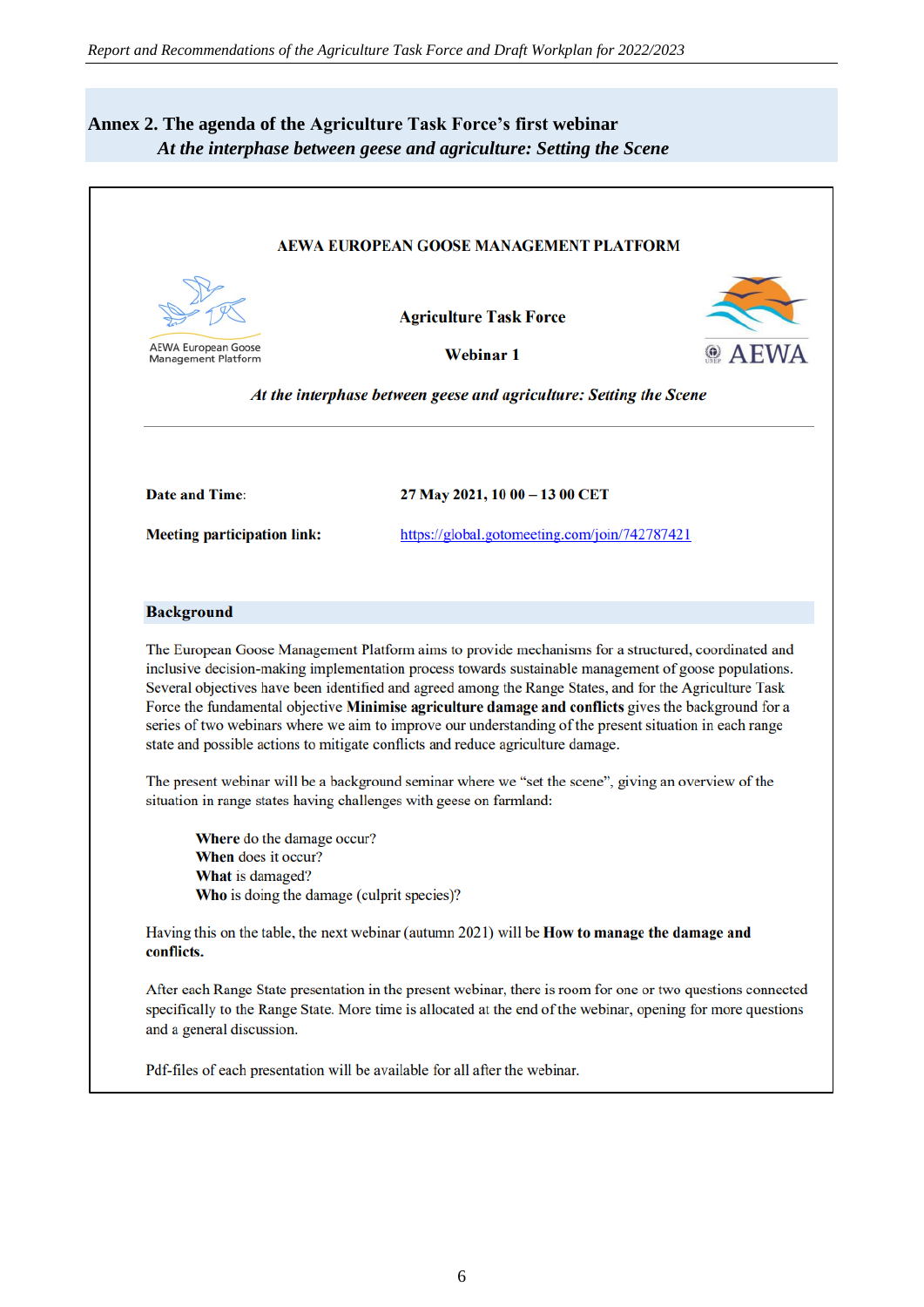## Annex 2. The agenda of the Agriculture Task Force's first webinar

*At the interphase between geese and agriculture: Setting the Scene*

**AEWA EUROPEAN GOOSE MANAGEMENT PLATFORM**

AEWA European Goose Management Platform

**Agriculture Task Force**

**Webinar 1**

AEWA

***At the interphase between geese and agriculture: Setting the Scene***

---

**Date and Time**: **27 May 2021, 10 00 – 13 00 CET**

**Meeting participation link:** https://global.gotomeeting.com/join/742787421

### Background

The European Goose Management Platform aims to provide mechanisms for a structured, coordinated and inclusive decision-making implementation process towards sustainable management of goose populations. Several objectives have been identified and agreed among the Range States, and for the Agriculture Task Force the fundamental objective **Minimise agriculture damage and conflicts** gives the background for a series of two webinars where we aim to improve our understanding of the present situation in each range state and possible actions to mitigate conflicts and reduce agriculture damage.

The present webinar will be a background seminar where we "set the scene", giving an overview of the situation in range states having challenges with geese on farmland:

**Where** do the damage occur?
**When** does it occur?
**What** is damaged?
**Who** is doing the damage (culprit species)?

Having this on the table, the next webinar (autumn 2021) will be **How to manage the damage and conflicts.**

After each Range State presentation in the present webinar, there is room for one or two questions connected specifically to the Range State. More time is allocated at the end of the webinar, opening for more questions and a general discussion.

Pdf-files of each presentation will be available for all after the webinar.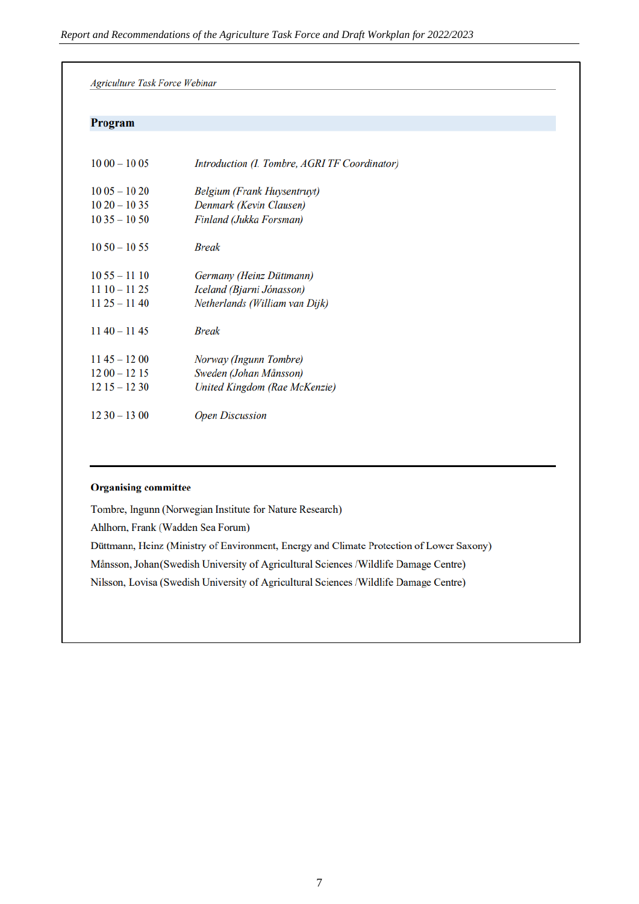*Agriculture Task Force Webinar*

## Program

| | |
|---|---|
| 10 00 – 10 05 | *Introduction (I. Tombre, AGRI TF Coordinator)* |
| 10 05 – 10 20 | *Belgium (Frank Huysentruyt)* |
| 10 20 – 10 35 | *Denmark (Kevin Clausen)* |
| 10 35 – 10 50 | *Finland (Jukka Forsman)* |
| 10 50 – 10 55 | *Break* |
| 10 55 – 11 10 | *Germany (Heinz Düttmann)* |
| 11 10 – 11 25 | *Iceland (Bjarni Jónasson)* |
| 11 25 – 11 40 | *Netherlands (William van Dijk)* |
| 11 40 – 11 45 | *Break* |
| 11 45 – 12 00 | *Norway (Ingunn Tombre)* |
| 12 00 – 12 15 | *Sweden (Johan Månsson)* |
| 12 15 – 12 30 | *United Kingdom (Rae McKenzie)* |
| 12 30 – 13 00 | *Open Discussion* |

**Organising committee**

Tombre, Ingunn (Norwegian Institute for Nature Research)

Ahlhorn, Frank (Wadden Sea Forum)

Düttmann, Heinz (Ministry of Environment, Energy and Climate Protection of Lower Saxony)

Månsson, Johan(Swedish University of Agricultural Sciences /Wildlife Damage Centre)

Nilsson, Lovisa (Swedish University of Agricultural Sciences /Wildlife Damage Centre)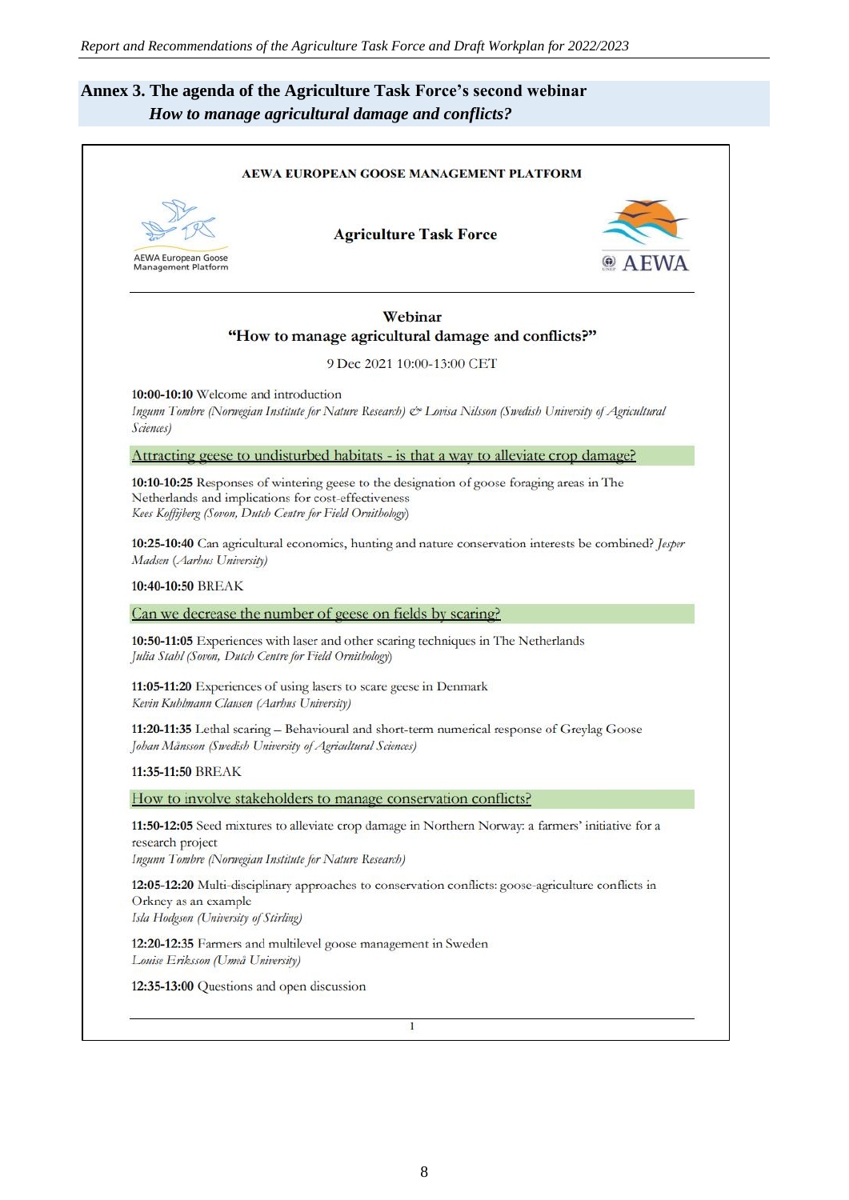## Annex 3. The agenda of the Agriculture Task Force's second webinar
### *How to manage agricultural damage and conflicts?*

**AEWA EUROPEAN GOOSE MANAGEMENT PLATFORM**

AEWA European Goose Management Platform

**Agriculture Task Force**

AEWA

### Webinar
### "How to manage agricultural damage and conflicts?"

9 Dec 2021 10:00-13:00 CET

**10:00-10:10** Welcome and introduction
*Ingunn Tombre (Norwegian Institute for Nature Research) & Lovisa Nilsson (Swedish University of Agricultural Sciences)*

**Attracting geese to undisturbed habitats - is that a way to alleviate crop damage?**

**10:10-10:25** Responses of wintering geese to the designation of goose foraging areas in The Netherlands and implications for cost-effectiveness
*Kees Koffijberg (Sovon, Dutch Centre for Field Ornithology)*

**10:25-10:40** Can agricultural economics, hunting and nature conservation interests be combined? *Jesper Madsen (Aarhus University)*

**10:40-10:50** BREAK

**Can we decrease the number of geese on fields by scaring?**

**10:50-11:05** Experiences with laser and other scaring techniques in The Netherlands
*Julia Stahl (Sovon, Dutch Centre for Field Ornithology)*

**11:05-11:20** Experiences of using lasers to scare geese in Denmark
*Kevin Kuhlmann Clausen (Aarhus University)*

**11:20-11:35** Lethal scaring – Behavioural and short-term numerical response of Greylag Goose
*Johan Månsson (Swedish University of Agricultural Sciences)*

**11:35-11:50** BREAK

**How to involve stakeholders to manage conservation conflicts?**

**11:50-12:05** Seed mixtures to alleviate crop damage in Northern Norway: a farmers' initiative for a research project
*Ingunn Tombre (Norwegian Institute for Nature Research)*

**12:05-12:20** Multi-disciplinary approaches to conservation conflicts: goose-agriculture conflicts in Orkney as an example
*Isla Hodgson (University of Stirling)*

**12:20-12:35** Farmers and multilevel goose management in Sweden
*Louise Eriksson (Umeå University)*

**12:35-13:00** Questions and open discussion